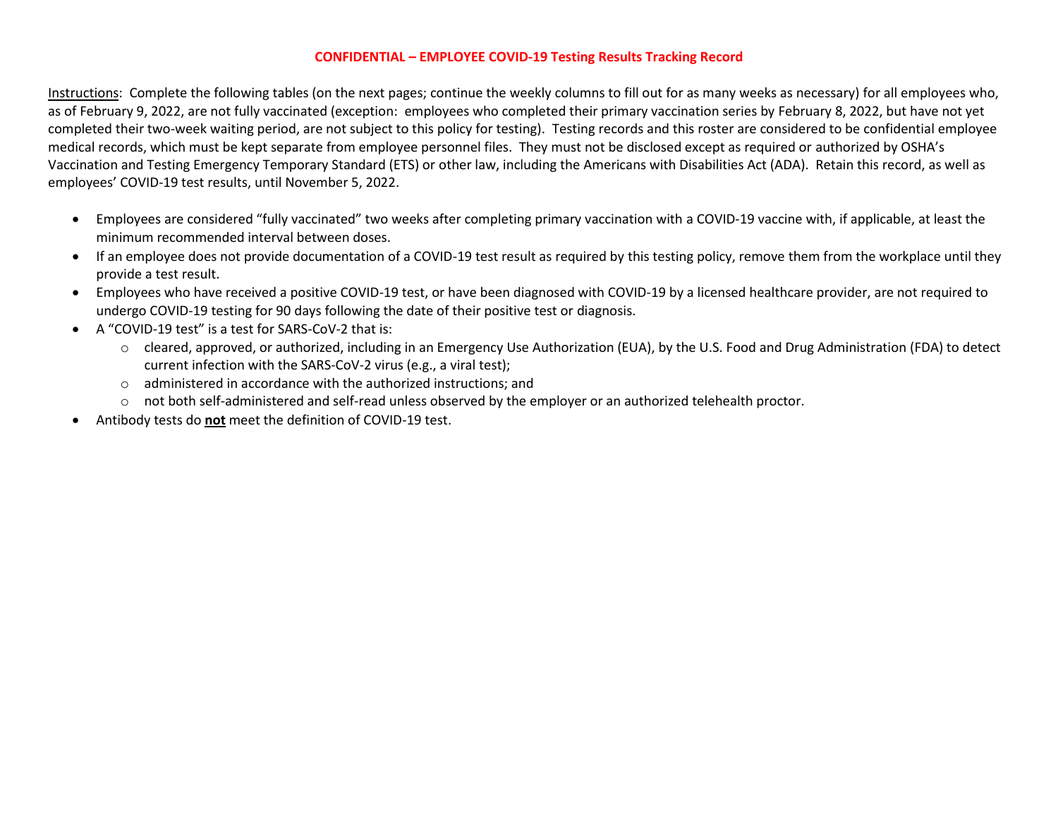**CONFIDENTIAL – EMPLOYEE COVID-19 Testing Results Tracking Record**

Instructions: Complete the following tables (on the next pages; continue the weekly columns to fill out for as many weeks as necessary) for all employees who, as of February 9, 2022, are not fully vaccinated (exception: employees who completed their primary vaccination series by February 8, 2022, but have not yet completed their two-week waiting period, are not subject to this policy for testing). Testing records and this roster are considered to be confidential employee medical records, which must be kept separate from employee personnel files. They must not be disclosed except as required or authorized by OSHA's Vaccination and Testing Emergency Temporary Standard (ETS) or other law, including the Americans with Disabilities Act (ADA). Retain this record, as well as employees' COVID-19 test results, until November 5, 2022.

- Employees are considered "fully vaccinated" two weeks after completing primary vaccination with a COVID-19 vaccine with, if applicable, at least the minimum recommended interval between doses.
- If an employee does not provide documentation of a COVID-19 test result as required by this testing policy, remove them from the workplace until they provide a test result.
- Employees who have received a positive COVID-19 test, or have been diagnosed with COVID-19 by a licensed healthcare provider, are not required to undergo COVID-19 testing for 90 days following the date of their positive test or diagnosis.
- A "COVID-19 test" is a test for SARS-CoV-2 that is:
  - cleared, approved, or authorized, including in an Emergency Use Authorization (EUA), by the U.S. Food and Drug Administration (FDA) to detect current infection with the SARS-CoV-2 virus (e.g., a viral test);
  - administered in accordance with the authorized instructions; and
  - not both self-administered and self-read unless observed by the employer or an authorized telehealth proctor.
- Antibody tests do **not** meet the definition of COVID-19 test.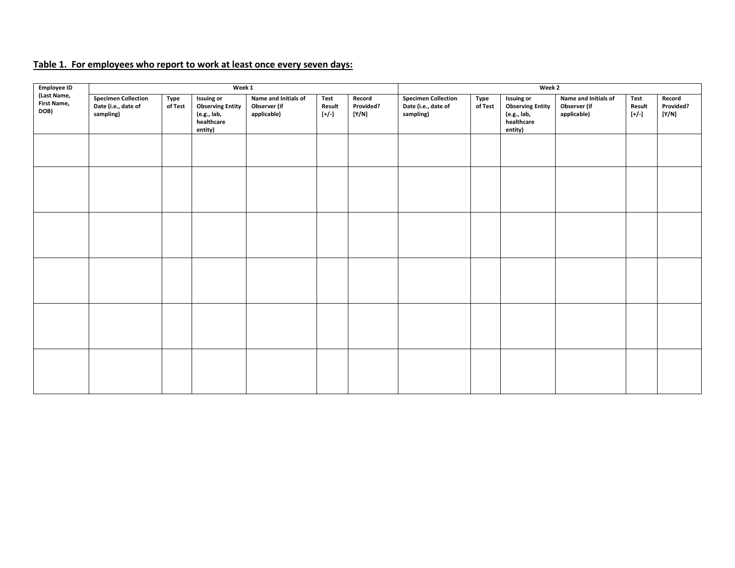**Table 1. For employees who report to work at least once every seven days:**

| Employee ID (Last Name, First Name, DOB) | Week 1 | | | | | | Week 2 | | | | | |
|---|---|---|---|---|---|---|---|---|---|---|---|---|
| | Specimen Collection Date (i.e., date of sampling) | Type of Test | Issuing or Observing Entity (e.g., lab, healthcare entity) | Name and Initials of Observer (if applicable) | Test Result [+/-] | Record Provided? [Y/N] | Specimen Collection Date (i.e., date of sampling) | Type of Test | Issuing or Observing Entity (e.g., lab, healthcare entity) | Name and Initials of Observer (if applicable) | Test Result [+/-] | Record Provided? [Y/N] |
| | | | | | | | | | | | | |
| | | | | | | | | | | | | |
| | | | | | | | | | | | | |
| | | | | | | | | | | | | |
| | | | | | | | | | | | | |
| | | | | | | | | | | | | |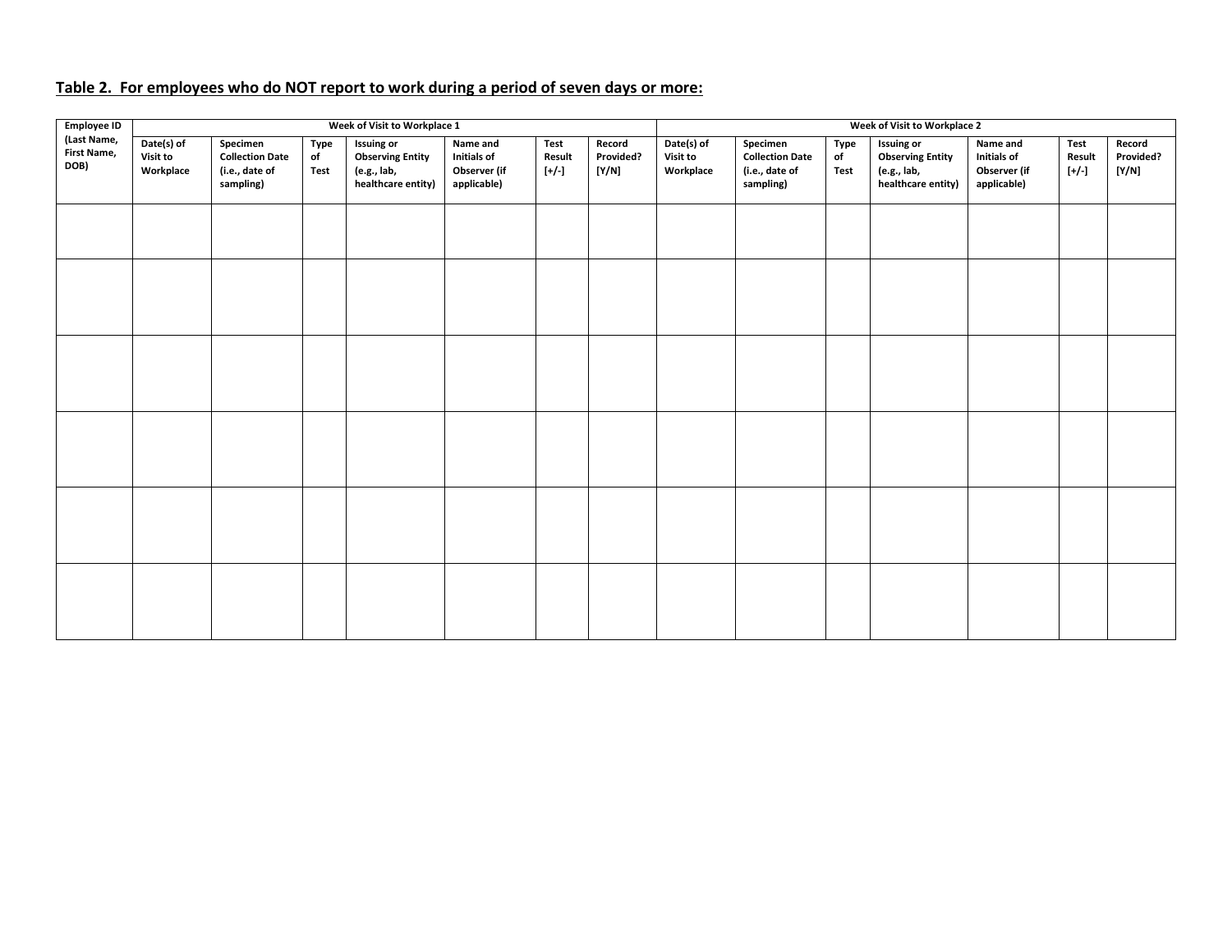**Table 2. For employees who do NOT report to work during a period of seven days or more:**

| Employee ID (Last Name, First Name, DOB) | Week of Visit to Workplace 1 | | | | | | | Week of Visit to Workplace 2 | | | | | | |
|---|---|---|---|---|---|---|---|---|---|---|---|---|---|---|
| | Date(s) of Visit to Workplace | Specimen Collection Date (i.e., date of sampling) | Type of Test | Issuing or Observing Entity (e.g., lab, healthcare entity) | Name and Initials of Observer (if applicable) | Test Result [+/-] | Record Provided? [Y/N] | Date(s) of Visit to Workplace | Specimen Collection Date (i.e., date of sampling) | Type of Test | Issuing or Observing Entity (e.g., lab, healthcare entity) | Name and Initials of Observer (if applicable) | Test Result [+/-] | Record Provided? [Y/N] |
| | | | | | | | | | | | | | | |
| | | | | | | | | | | | | | | |
| | | | | | | | | | | | | | | |
| | | | | | | | | | | | | | | |
| | | | | | | | | | | | | | | |
| | | | | | | | | | | | | | | |